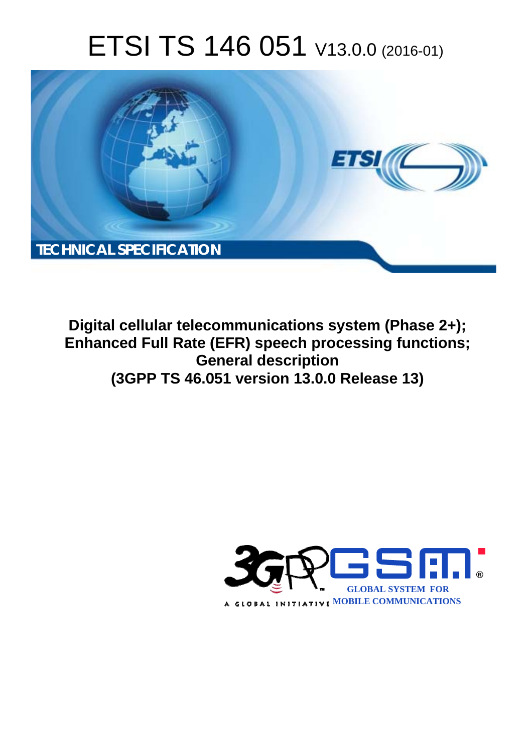# ETSI TS 146 051 V13.0.0 (2016-01)

TECHNICAL SPECIFICATION

**Digital cellular telecommunications system (Phase 2+); Enhanced Full Rate (EFR) speech processing functions; General description (3GPP TS 46.051 version 13.0.0 Release 13)**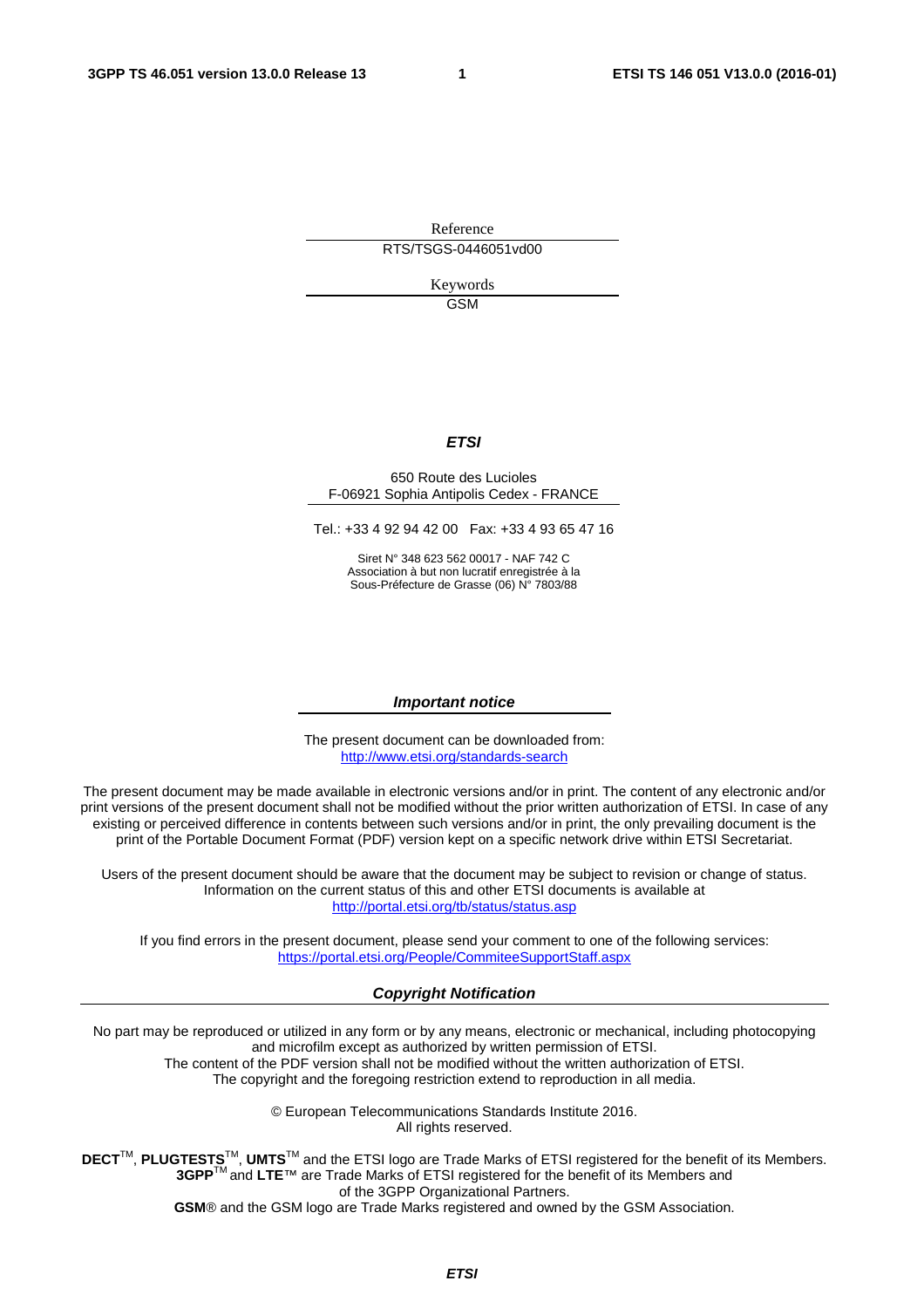Reference

RTS/TSGS-0446051vd00

Keywords

GSM

***ETSI***

650 Route des Lucioles
F-06921 Sophia Antipolis Cedex - FRANCE

Tel.: +33 4 92 94 42 00 Fax: +33 4 93 65 47 16

Siret N° 348 623 562 00017 - NAF 742 C
Association à but non lucratif enregistrée à la
Sous-Préfecture de Grasse (06) N° 7803/88

***Important notice***

The present document can be downloaded from:
http://www.etsi.org/standards-search

The present document may be made available in electronic versions and/or in print. The content of any electronic and/or print versions of the present document shall not be modified without the prior written authorization of ETSI. In case of any existing or perceived difference in contents between such versions and/or in print, the only prevailing document is the print of the Portable Document Format (PDF) version kept on a specific network drive within ETSI Secretariat.

Users of the present document should be aware that the document may be subject to revision or change of status. Information on the current status of this and other ETSI documents is available at
http://portal.etsi.org/tb/status/status.asp

If you find errors in the present document, please send your comment to one of the following services:
https://portal.etsi.org/People/CommiteeSupportStaff.aspx

***Copyright Notification***

No part may be reproduced or utilized in any form or by any means, electronic or mechanical, including photocopying and microfilm except as authorized by written permission of ETSI.
The content of the PDF version shall not be modified without the written authorization of ETSI.
The copyright and the foregoing restriction extend to reproduction in all media.

© European Telecommunications Standards Institute 2016.
All rights reserved.

**DECT**™, **PLUGTESTS**™, **UMTS**™ and the ETSI logo are Trade Marks of ETSI registered for the benefit of its Members.
**3GPP**™ and **LTE**™ are Trade Marks of ETSI registered for the benefit of its Members and of the 3GPP Organizational Partners.
**GSM**® and the GSM logo are Trade Marks registered and owned by the GSM Association.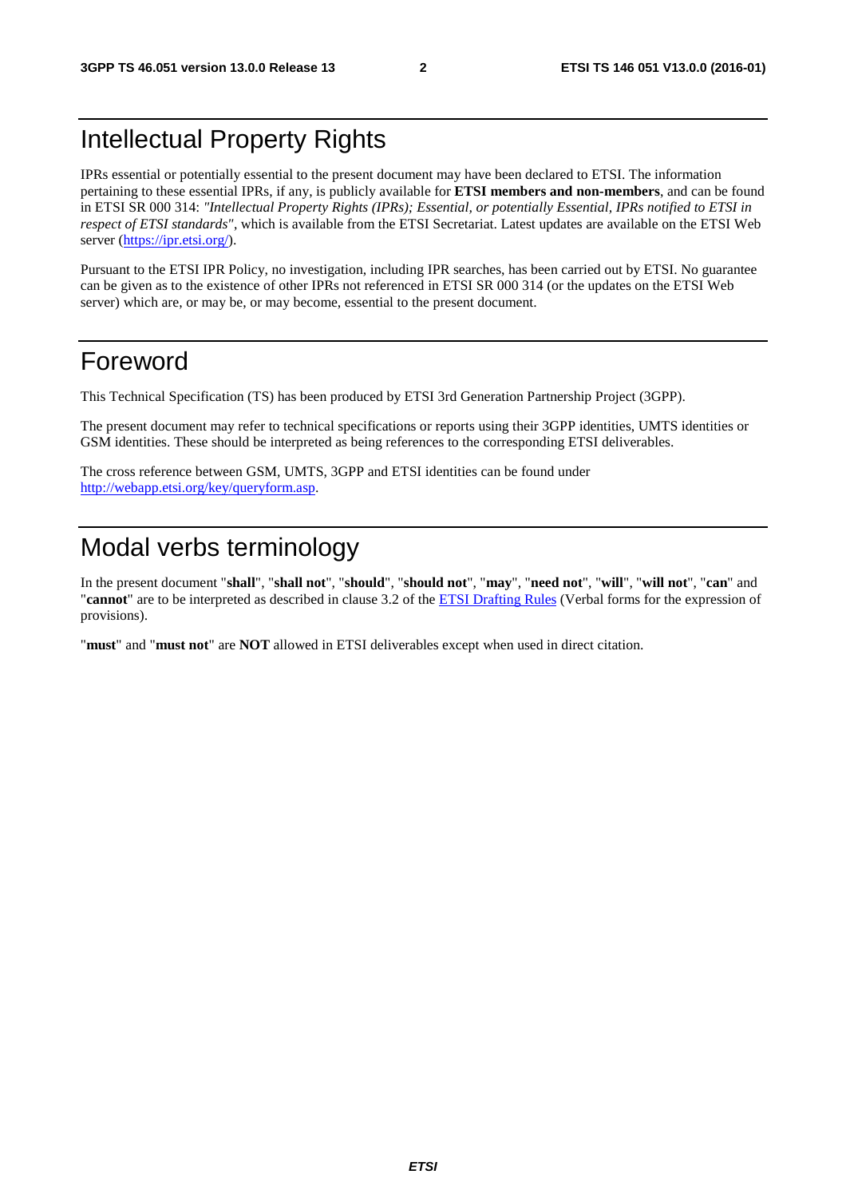# Intellectual Property Rights

IPRs essential or potentially essential to the present document may have been declared to ETSI. The information pertaining to these essential IPRs, if any, is publicly available for **ETSI members and non-members**, and can be found in ETSI SR 000 314: *"Intellectual Property Rights (IPRs); Essential, or potentially Essential, IPRs notified to ETSI in respect of ETSI standards"*, which is available from the ETSI Secretariat. Latest updates are available on the ETSI Web server (https://ipr.etsi.org/).

Pursuant to the ETSI IPR Policy, no investigation, including IPR searches, has been carried out by ETSI. No guarantee can be given as to the existence of other IPRs not referenced in ETSI SR 000 314 (or the updates on the ETSI Web server) which are, or may be, or may become, essential to the present document.

# Foreword

This Technical Specification (TS) has been produced by ETSI 3rd Generation Partnership Project (3GPP).

The present document may refer to technical specifications or reports using their 3GPP identities, UMTS identities or GSM identities. These should be interpreted as being references to the corresponding ETSI deliverables.

The cross reference between GSM, UMTS, 3GPP and ETSI identities can be found under http://webapp.etsi.org/key/queryform.asp.

# Modal verbs terminology

In the present document "**shall**", "**shall not**", "**should**", "**should not**", "**may**", "**need not**", "**will**", "**will not**", "**can**" and "**cannot**" are to be interpreted as described in clause 3.2 of the ETSI Drafting Rules (Verbal forms for the expression of provisions).

"**must**" and "**must not**" are **NOT** allowed in ETSI deliverables except when used in direct citation.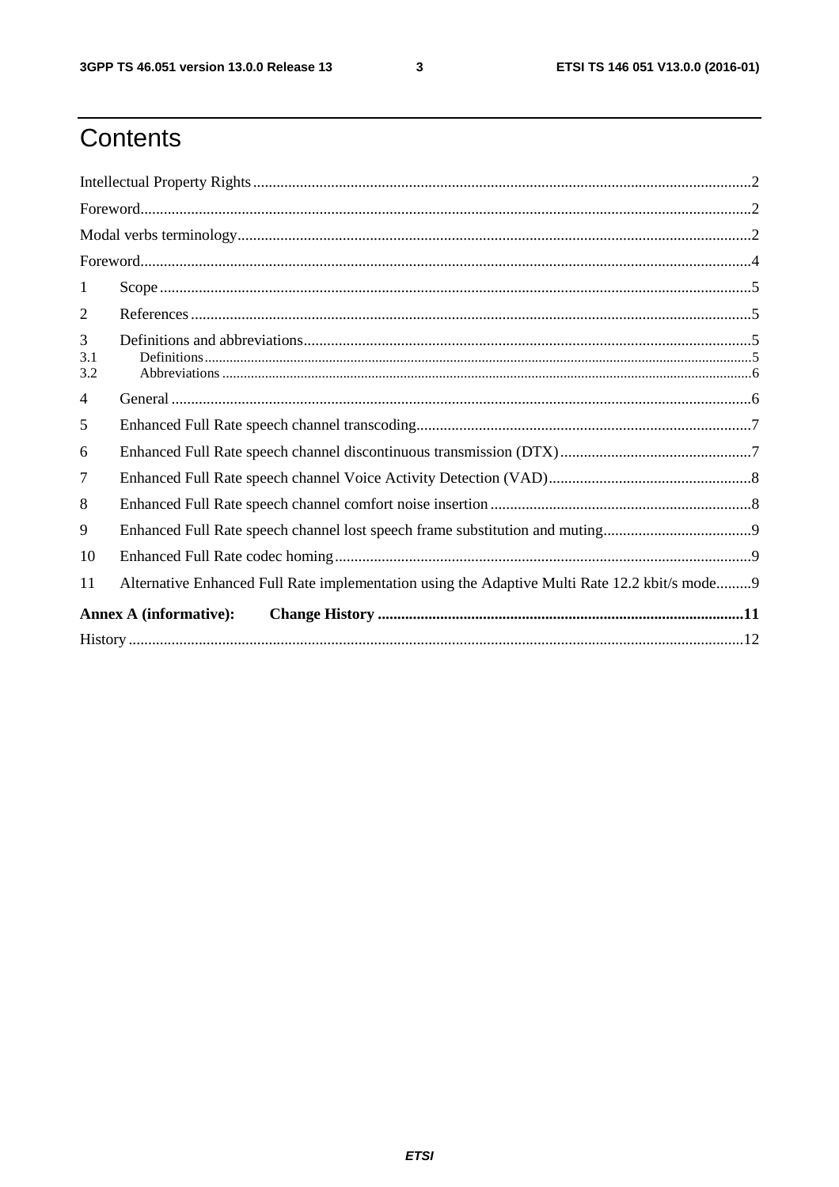# Contents

Intellectual Property Rights ..... 2

Foreword ..... 2

Modal verbs terminology ..... 2

Foreword ..... 4

1 Scope ..... 5

2 References ..... 5

3 Definitions and abbreviations ..... 5

3.1 Definitions ..... 5

3.2 Abbreviations ..... 6

4 General ..... 6

5 Enhanced Full Rate speech channel transcoding ..... 7

6 Enhanced Full Rate speech channel discontinuous transmission (DTX) ..... 7

7 Enhanced Full Rate speech channel Voice Activity Detection (VAD) ..... 8

8 Enhanced Full Rate speech channel comfort noise insertion ..... 8

9 Enhanced Full Rate speech channel lost speech frame substitution and muting ..... 9

10 Enhanced Full Rate codec homing ..... 9

11 Alternative Enhanced Full Rate implementation using the Adaptive Multi Rate 12.2 kbit/s mode ..... 9

**Annex A (informative): Change History ..... 11**

History ..... 12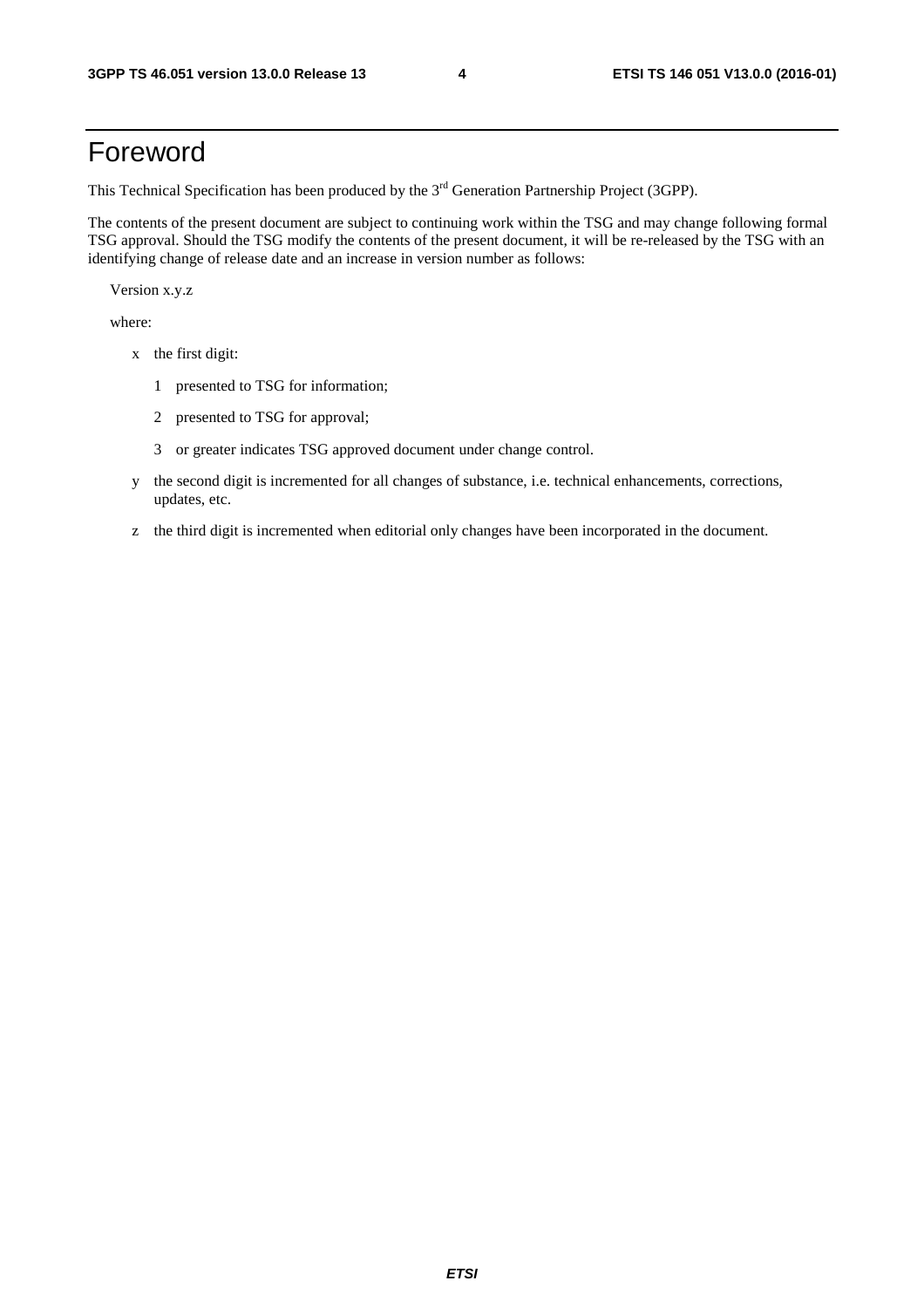# Foreword

This Technical Specification has been produced by the 3rd Generation Partnership Project (3GPP).

The contents of the present document are subject to continuing work within the TSG and may change following formal TSG approval. Should the TSG modify the contents of the present document, it will be re-released by the TSG with an identifying change of release date and an increase in version number as follows:

Version x.y.z

where:

- x the first digit:
  - 1 presented to TSG for information;
  - 2 presented to TSG for approval;
  - 3 or greater indicates TSG approved document under change control.
- y the second digit is incremented for all changes of substance, i.e. technical enhancements, corrections, updates, etc.
- z the third digit is incremented when editorial only changes have been incorporated in the document.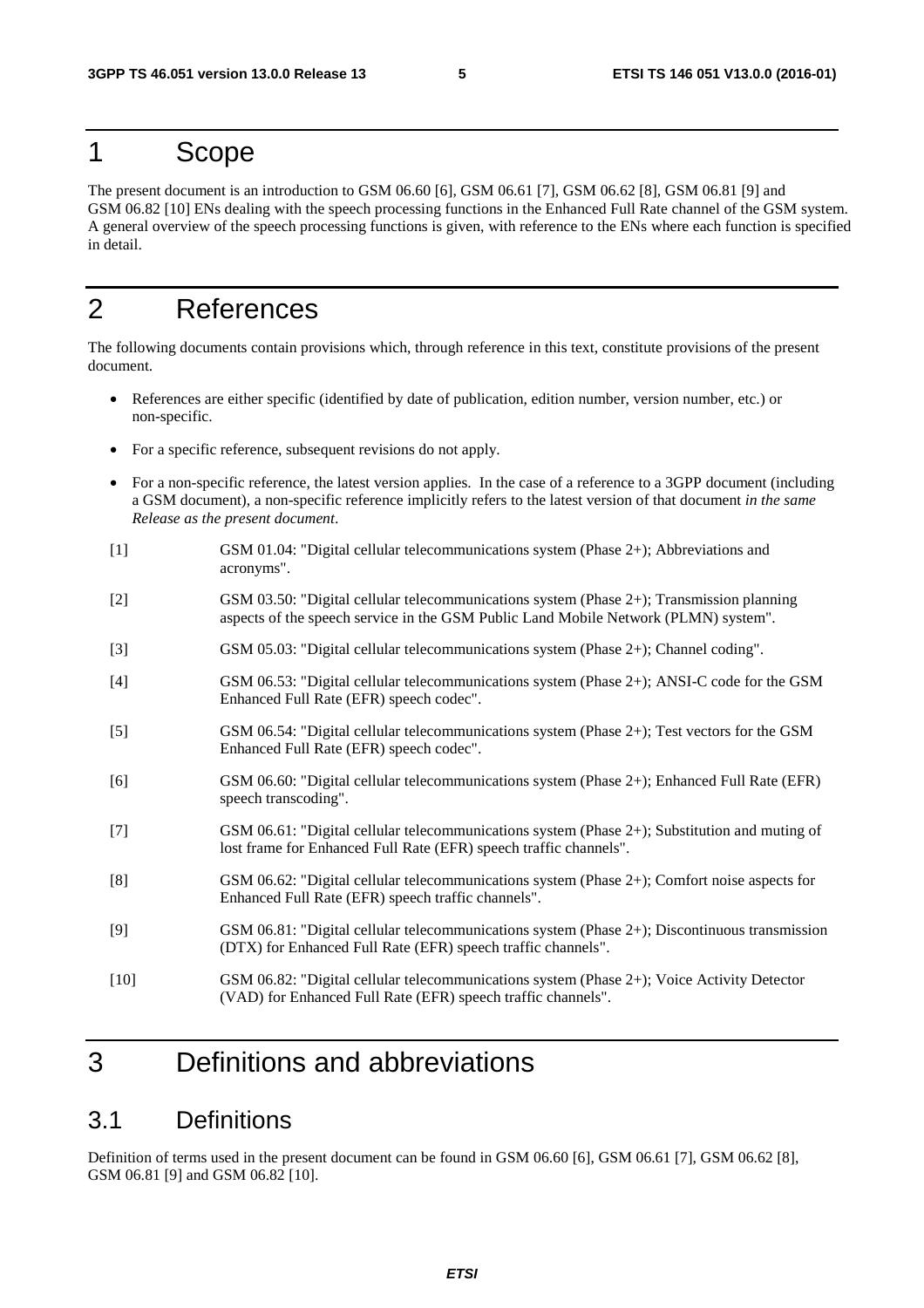# 1 Scope

The present document is an introduction to GSM 06.60 [6], GSM 06.61 [7], GSM 06.62 [8], GSM 06.81 [9] and GSM 06.82 [10] ENs dealing with the speech processing functions in the Enhanced Full Rate channel of the GSM system. A general overview of the speech processing functions is given, with reference to the ENs where each function is specified in detail.

# 2 References

The following documents contain provisions which, through reference in this text, constitute provisions of the present document.

- References are either specific (identified by date of publication, edition number, version number, etc.) or non-specific.
- For a specific reference, subsequent revisions do not apply.
- For a non-specific reference, the latest version applies. In the case of a reference to a 3GPP document (including a GSM document), a non-specific reference implicitly refers to the latest version of that document *in the same Release as the present document*.

[1] GSM 01.04: "Digital cellular telecommunications system (Phase 2+); Abbreviations and acronyms".

[2] GSM 03.50: "Digital cellular telecommunications system (Phase 2+); Transmission planning aspects of the speech service in the GSM Public Land Mobile Network (PLMN) system".

[3] GSM 05.03: "Digital cellular telecommunications system (Phase 2+); Channel coding".

[4] GSM 06.53: "Digital cellular telecommunications system (Phase 2+); ANSI-C code for the GSM Enhanced Full Rate (EFR) speech codec".

[5] GSM 06.54: "Digital cellular telecommunications system (Phase 2+); Test vectors for the GSM Enhanced Full Rate (EFR) speech codec".

[6] GSM 06.60: "Digital cellular telecommunications system (Phase 2+); Enhanced Full Rate (EFR) speech transcoding".

[7] GSM 06.61: "Digital cellular telecommunications system (Phase 2+); Substitution and muting of lost frame for Enhanced Full Rate (EFR) speech traffic channels".

[8] GSM 06.62: "Digital cellular telecommunications system (Phase 2+); Comfort noise aspects for Enhanced Full Rate (EFR) speech traffic channels".

[9] GSM 06.81: "Digital cellular telecommunications system (Phase 2+); Discontinuous transmission (DTX) for Enhanced Full Rate (EFR) speech traffic channels".

[10] GSM 06.82: "Digital cellular telecommunications system (Phase 2+); Voice Activity Detector (VAD) for Enhanced Full Rate (EFR) speech traffic channels".

# 3 Definitions and abbreviations

## 3.1 Definitions

Definition of terms used in the present document can be found in GSM 06.60 [6], GSM 06.61 [7], GSM 06.62 [8], GSM 06.81 [9] and GSM 06.82 [10].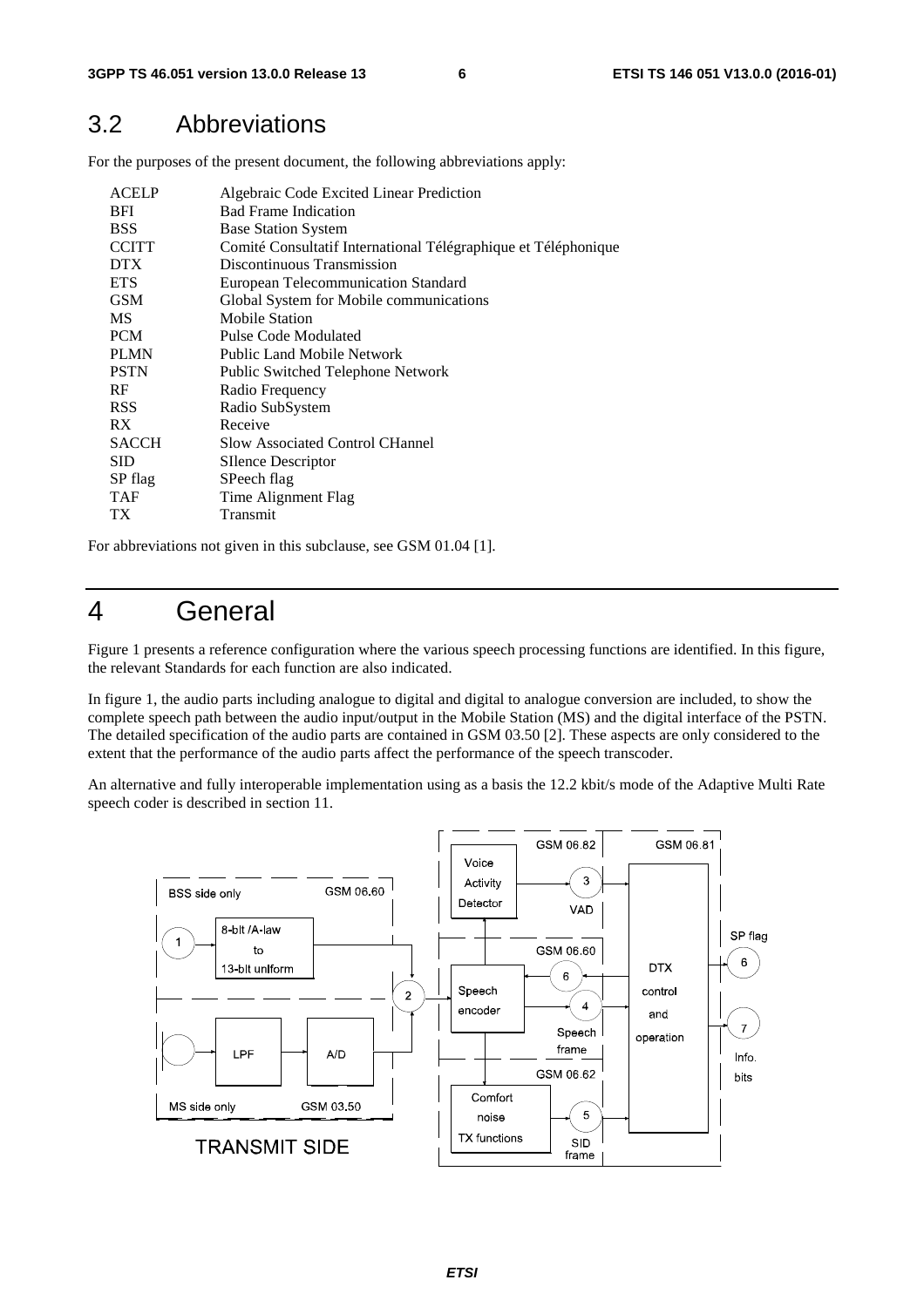## 3.2 Abbreviations

For the purposes of the present document, the following abbreviations apply:

| | |
|---|---|
| ACELP | Algebraic Code Excited Linear Prediction |
| BFI | Bad Frame Indication |
| BSS | Base Station System |
| CCITT | Comité Consultatif International Télégraphique et Téléphonique |
| DTX | Discontinuous Transmission |
| ETS | European Telecommunication Standard |
| GSM | Global System for Mobile communications |
| MS | Mobile Station |
| PCM | Pulse Code Modulated |
| PLMN | Public Land Mobile Network |
| PSTN | Public Switched Telephone Network |
| RF | Radio Frequency |
| RSS | Radio SubSystem |
| RX | Receive |
| SACCH | Slow Associated Control CHannel |
| SID | SIlence Descriptor |
| SP flag | SPeech flag |
| TAF | Time Alignment Flag |
| TX | Transmit |

For abbreviations not given in this subclause, see GSM 01.04 [1].

# 4 General

Figure 1 presents a reference configuration where the various speech processing functions are identified. In this figure, the relevant Standards for each function are also indicated.

In figure 1, the audio parts including analogue to digital and digital to analogue conversion are included, to show the complete speech path between the audio input/output in the Mobile Station (MS) and the digital interface of the PSTN. The detailed specification of the audio parts are contained in GSM 03.50 [2]. These aspects are only considered to the extent that the performance of the audio parts affect the performance of the speech transcoder.

An alternative and fully interoperable implementation using as a basis the 12.2 kbit/s mode of the Adaptive Multi Rate speech coder is described in section 11.

BSS side only — GSM 06.60 — 8-bit /A-law to 13-bit uniform — MS side only — GSM 03.50 — LPF — A/D — TRANSMIT SIDE — GSM 06.82 — Voice Activity Detector — VAD — GSM 06.60 — Speech encoder — Speech frame — GSM 06.62 — Comfort noise TX functions — SID frame — GSM 06.81 — DTX control and operation — SP flag — Info. bits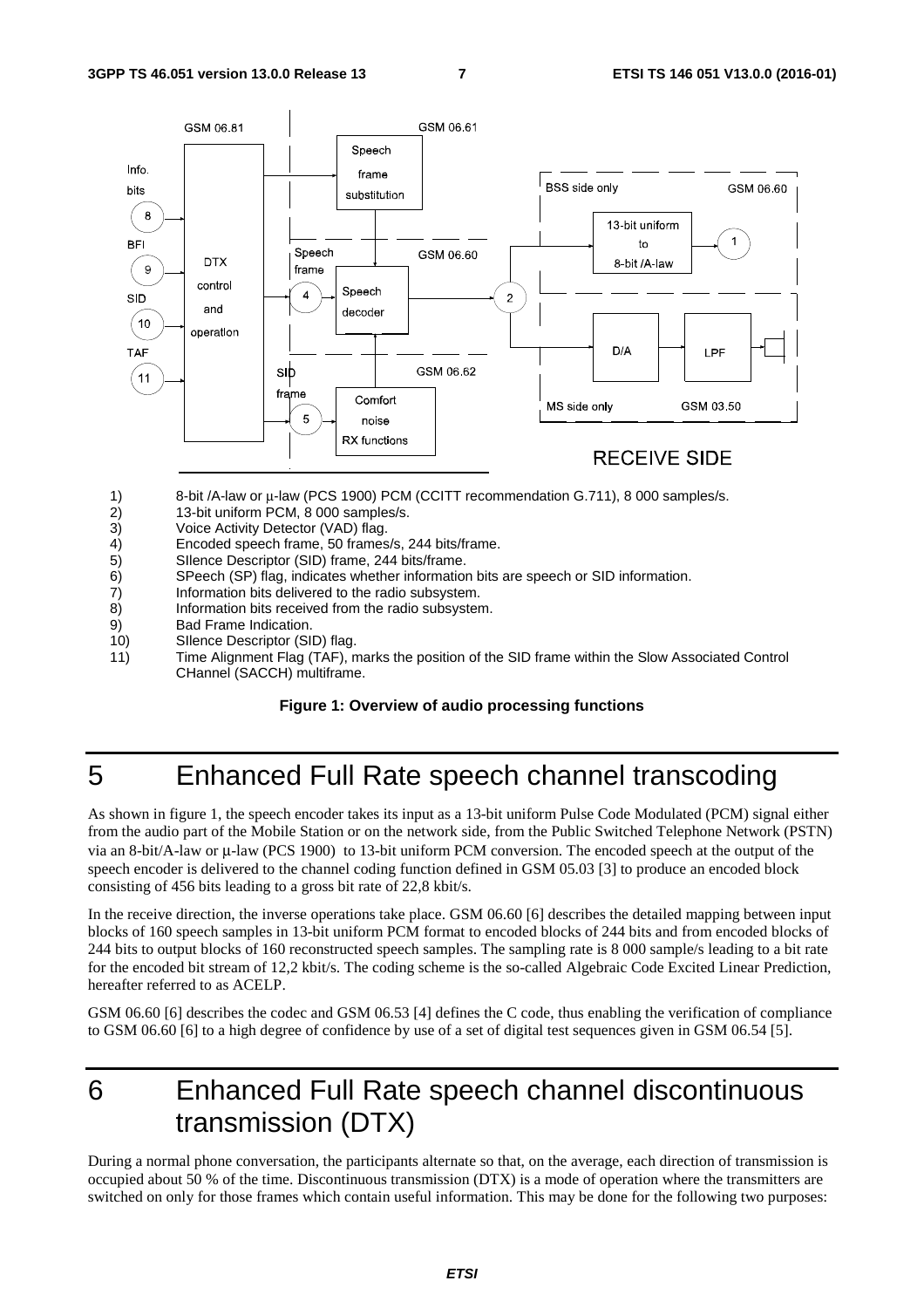1) 8-bit /A-law or μ-law (PCS 1900) PCM (CCITT recommendation G.711), 8 000 samples/s.
2) 13-bit uniform PCM, 8 000 samples/s.
3) Voice Activity Detector (VAD) flag.
4) Encoded speech frame, 50 frames/s, 244 bits/frame.
5) SIlence Descriptor (SID) frame, 244 bits/frame.
6) SPeech (SP) flag, indicates whether information bits are speech or SID information.
7) Information bits delivered to the radio subsystem.
8) Information bits received from the radio subsystem.
9) Bad Frame Indication.
10) SIlence Descriptor (SID) flag.
11) Time Alignment Flag (TAF), marks the position of the SID frame within the Slow Associated Control CHannel (SACCH) multiframe.

**Figure 1: Overview of audio processing functions**

# 5 Enhanced Full Rate speech channel transcoding

As shown in figure 1, the speech encoder takes its input as a 13-bit uniform Pulse Code Modulated (PCM) signal either from the audio part of the Mobile Station or on the network side, from the Public Switched Telephone Network (PSTN) via an 8-bit/A-law or μ-law (PCS 1900) to 13-bit uniform PCM conversion. The encoded speech at the output of the speech encoder is delivered to the channel coding function defined in GSM 05.03 [3] to produce an encoded block consisting of 456 bits leading to a gross bit rate of 22,8 kbit/s.

In the receive direction, the inverse operations take place. GSM 06.60 [6] describes the detailed mapping between input blocks of 160 speech samples in 13-bit uniform PCM format to encoded blocks of 244 bits and from encoded blocks of 244 bits to output blocks of 160 reconstructed speech samples. The sampling rate is 8 000 sample/s leading to a bit rate for the encoded bit stream of 12,2 kbit/s. The coding scheme is the so-called Algebraic Code Excited Linear Prediction, hereafter referred to as ACELP.

GSM 06.60 [6] describes the codec and GSM 06.53 [4] defines the C code, thus enabling the verification of compliance to GSM 06.60 [6] to a high degree of confidence by use of a set of digital test sequences given in GSM 06.54 [5].

# 6 Enhanced Full Rate speech channel discontinuous transmission (DTX)

During a normal phone conversation, the participants alternate so that, on the average, each direction of transmission is occupied about 50 % of the time. Discontinuous transmission (DTX) is a mode of operation where the transmitters are switched on only for those frames which contain useful information. This may be done for the following two purposes: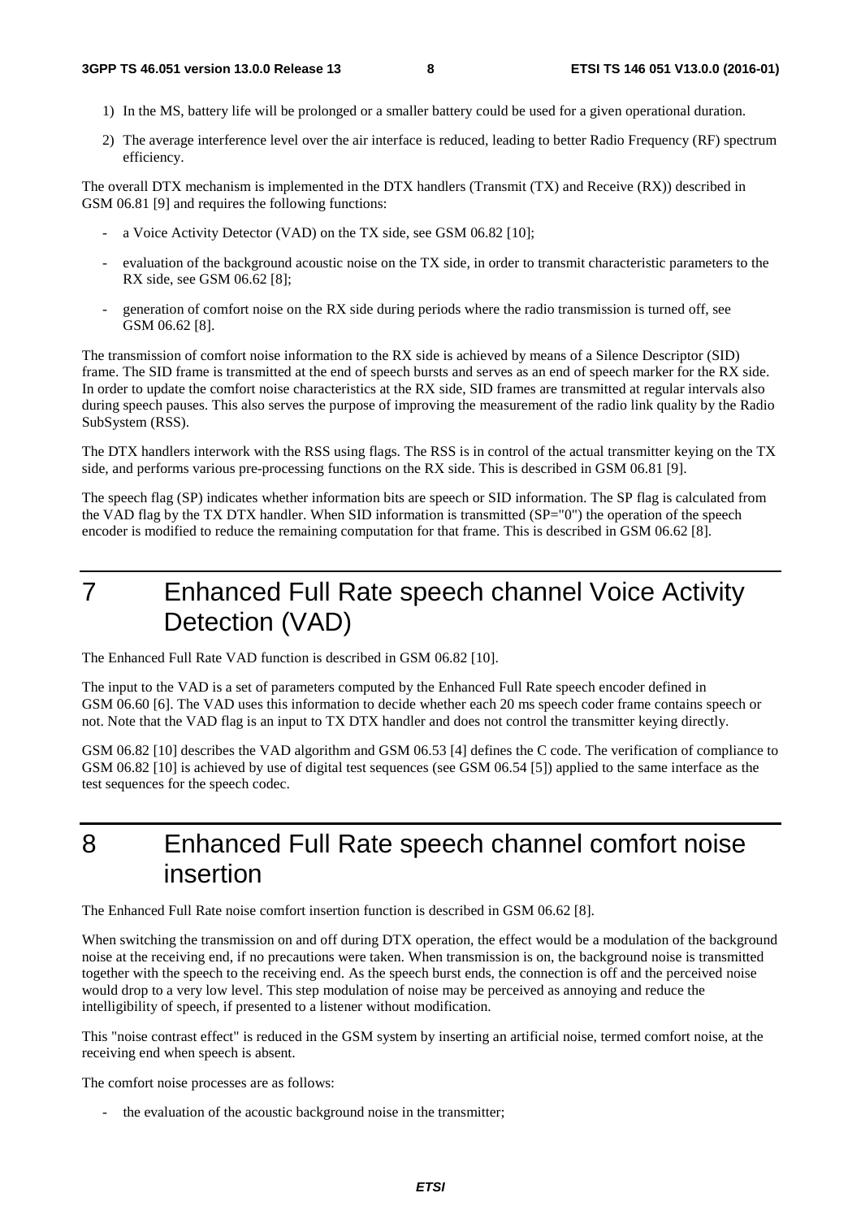1) In the MS, battery life will be prolonged or a smaller battery could be used for a given operational duration.

2) The average interference level over the air interface is reduced, leading to better Radio Frequency (RF) spectrum efficiency.

The overall DTX mechanism is implemented in the DTX handlers (Transmit (TX) and Receive (RX)) described in GSM 06.81 [9] and requires the following functions:

- a Voice Activity Detector (VAD) on the TX side, see GSM 06.82 [10];
- evaluation of the background acoustic noise on the TX side, in order to transmit characteristic parameters to the RX side, see GSM 06.62 [8];
- generation of comfort noise on the RX side during periods where the radio transmission is turned off, see GSM 06.62 [8].

The transmission of comfort noise information to the RX side is achieved by means of a Silence Descriptor (SID) frame. The SID frame is transmitted at the end of speech bursts and serves as an end of speech marker for the RX side. In order to update the comfort noise characteristics at the RX side, SID frames are transmitted at regular intervals also during speech pauses. This also serves the purpose of improving the measurement of the radio link quality by the Radio SubSystem (RSS).

The DTX handlers interwork with the RSS using flags. The RSS is in control of the actual transmitter keying on the TX side, and performs various pre-processing functions on the RX side. This is described in GSM 06.81 [9].

The speech flag (SP) indicates whether information bits are speech or SID information. The SP flag is calculated from the VAD flag by the TX DTX handler. When SID information is transmitted (SP="0") the operation of the speech encoder is modified to reduce the remaining computation for that frame. This is described in GSM 06.62 [8].

# 7 Enhanced Full Rate speech channel Voice Activity Detection (VAD)

The Enhanced Full Rate VAD function is described in GSM 06.82 [10].

The input to the VAD is a set of parameters computed by the Enhanced Full Rate speech encoder defined in GSM 06.60 [6]. The VAD uses this information to decide whether each 20 ms speech coder frame contains speech or not. Note that the VAD flag is an input to TX DTX handler and does not control the transmitter keying directly.

GSM 06.82 [10] describes the VAD algorithm and GSM 06.53 [4] defines the C code. The verification of compliance to GSM 06.82 [10] is achieved by use of digital test sequences (see GSM 06.54 [5]) applied to the same interface as the test sequences for the speech codec.

# 8 Enhanced Full Rate speech channel comfort noise insertion

The Enhanced Full Rate noise comfort insertion function is described in GSM 06.62 [8].

When switching the transmission on and off during DTX operation, the effect would be a modulation of the background noise at the receiving end, if no precautions were taken. When transmission is on, the background noise is transmitted together with the speech to the receiving end. As the speech burst ends, the connection is off and the perceived noise would drop to a very low level. This step modulation of noise may be perceived as annoying and reduce the intelligibility of speech, if presented to a listener without modification.

This "noise contrast effect" is reduced in the GSM system by inserting an artificial noise, termed comfort noise, at the receiving end when speech is absent.

The comfort noise processes are as follows:

- the evaluation of the acoustic background noise in the transmitter;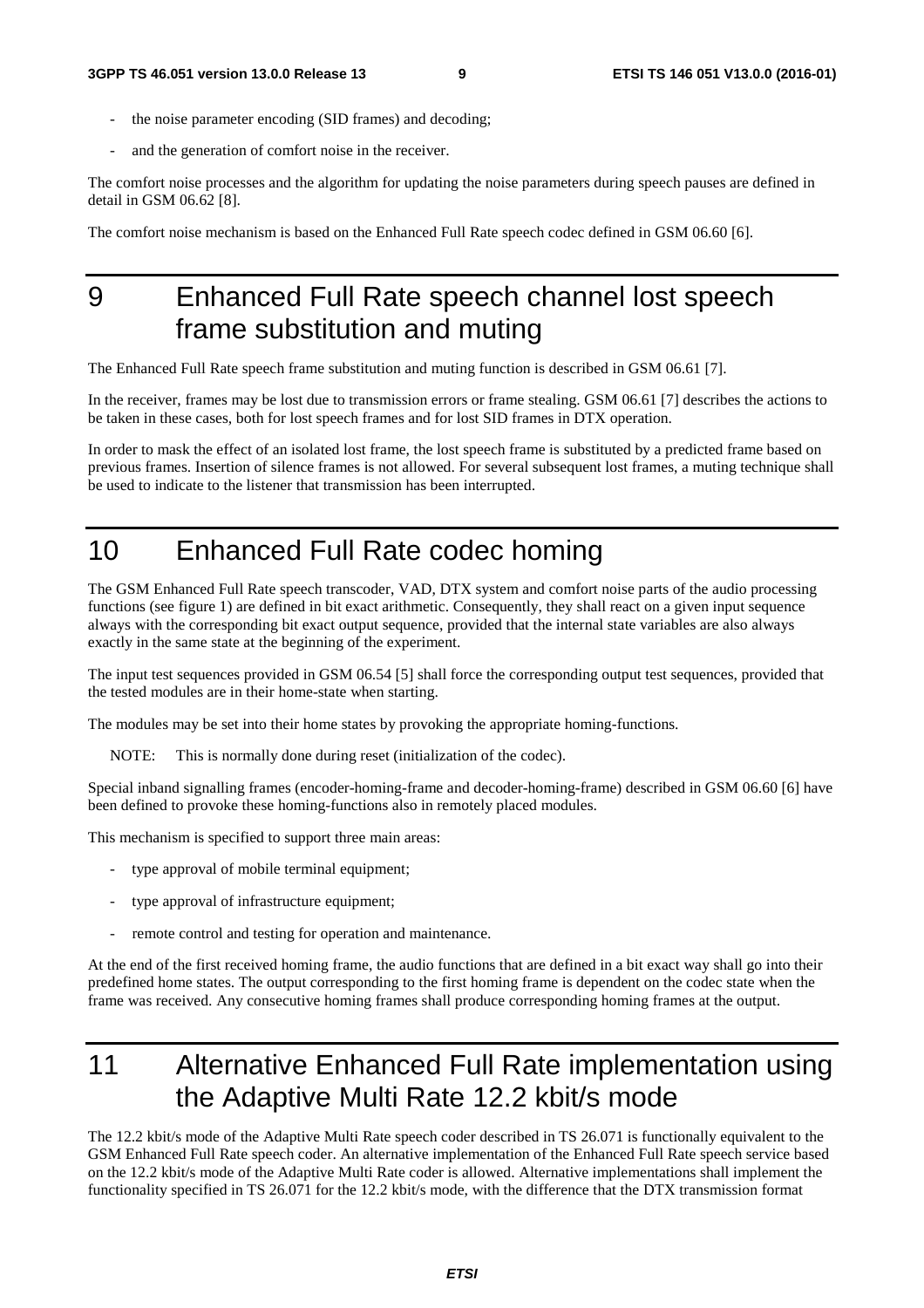- the noise parameter encoding (SID frames) and decoding;
- and the generation of comfort noise in the receiver.

The comfort noise processes and the algorithm for updating the noise parameters during speech pauses are defined in detail in GSM 06.62 [8].

The comfort noise mechanism is based on the Enhanced Full Rate speech codec defined in GSM 06.60 [6].

# 9 Enhanced Full Rate speech channel lost speech frame substitution and muting

The Enhanced Full Rate speech frame substitution and muting function is described in GSM 06.61 [7].

In the receiver, frames may be lost due to transmission errors or frame stealing. GSM 06.61 [7] describes the actions to be taken in these cases, both for lost speech frames and for lost SID frames in DTX operation.

In order to mask the effect of an isolated lost frame, the lost speech frame is substituted by a predicted frame based on previous frames. Insertion of silence frames is not allowed. For several subsequent lost frames, a muting technique shall be used to indicate to the listener that transmission has been interrupted.

# 10 Enhanced Full Rate codec homing

The GSM Enhanced Full Rate speech transcoder, VAD, DTX system and comfort noise parts of the audio processing functions (see figure 1) are defined in bit exact arithmetic. Consequently, they shall react on a given input sequence always with the corresponding bit exact output sequence, provided that the internal state variables are also always exactly in the same state at the beginning of the experiment.

The input test sequences provided in GSM 06.54 [5] shall force the corresponding output test sequences, provided that the tested modules are in their home-state when starting.

The modules may be set into their home states by provoking the appropriate homing-functions.

NOTE: This is normally done during reset (initialization of the codec).

Special inband signalling frames (encoder-homing-frame and decoder-homing-frame) described in GSM 06.60 [6] have been defined to provoke these homing-functions also in remotely placed modules.

This mechanism is specified to support three main areas:

- type approval of mobile terminal equipment;
- type approval of infrastructure equipment;
- remote control and testing for operation and maintenance.

At the end of the first received homing frame, the audio functions that are defined in a bit exact way shall go into their predefined home states. The output corresponding to the first homing frame is dependent on the codec state when the frame was received. Any consecutive homing frames shall produce corresponding homing frames at the output.

# 11 Alternative Enhanced Full Rate implementation using the Adaptive Multi Rate 12.2 kbit/s mode

The 12.2 kbit/s mode of the Adaptive Multi Rate speech coder described in TS 26.071 is functionally equivalent to the GSM Enhanced Full Rate speech coder. An alternative implementation of the Enhanced Full Rate speech service based on the 12.2 kbit/s mode of the Adaptive Multi Rate coder is allowed. Alternative implementations shall implement the functionality specified in TS 26.071 for the 12.2 kbit/s mode, with the difference that the DTX transmission format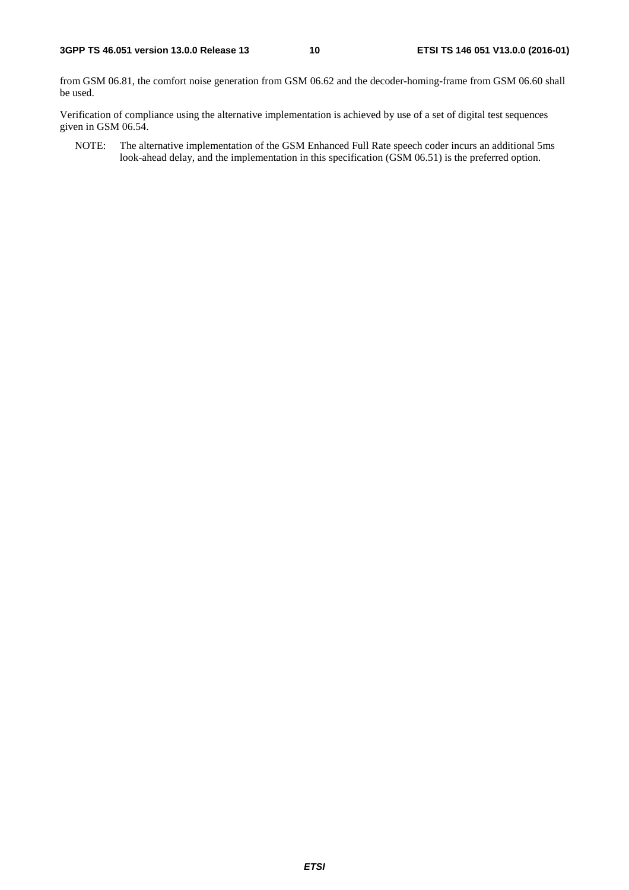from GSM 06.81, the comfort noise generation from GSM 06.62 and the decoder-homing-frame from GSM 06.60 shall be used.

Verification of compliance using the alternative implementation is achieved by use of a set of digital test sequences given in GSM 06.54.

NOTE: The alternative implementation of the GSM Enhanced Full Rate speech coder incurs an additional 5ms look-ahead delay, and the implementation in this specification (GSM 06.51) is the preferred option.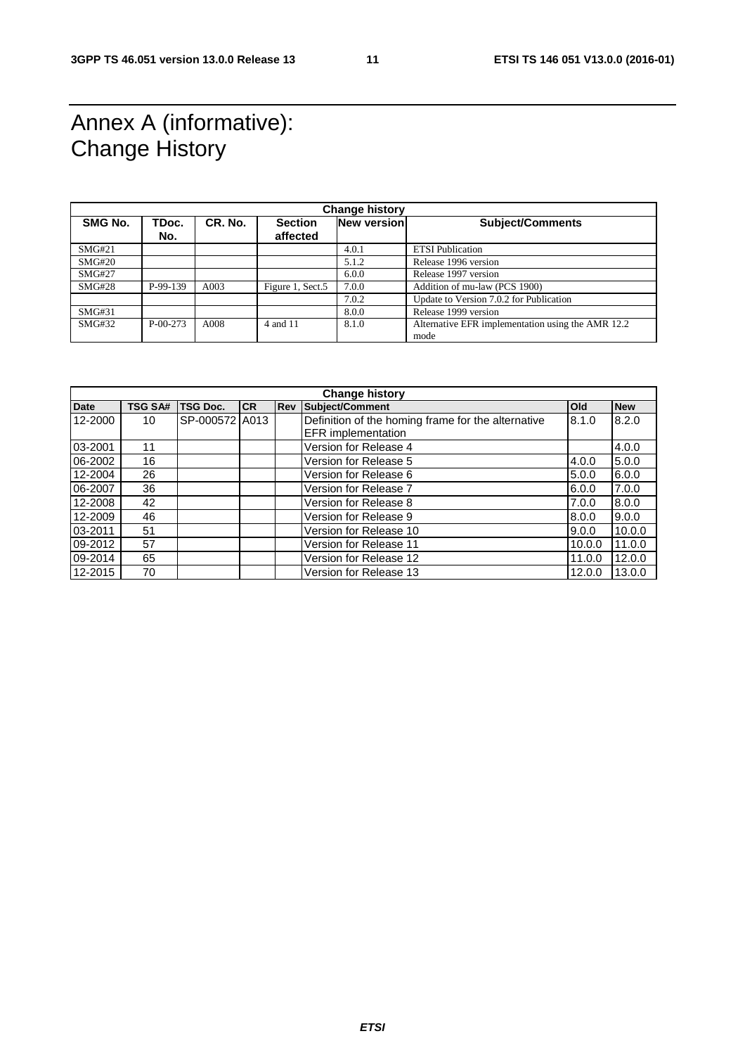# Annex A (informative): Change History

| Change history | | | | | |
|---|---|---|---|---|---|
| **SMG No.** | **TDoc. No.** | **CR. No.** | **Section affected** | **New version** | **Subject/Comments** |
| SMG#21 | | | | 4.0.1 | ETSI Publication |
| SMG#20 | | | | 5.1.2 | Release 1996 version |
| SMG#27 | | | | 6.0.0 | Release 1997 version |
| SMG#28 | P-99-139 | A003 | Figure 1, Sect.5 | 7.0.0 | Addition of mu-law (PCS 1900) |
| | | | | 7.0.2 | Update to Version 7.0.2 for Publication |
| SMG#31 | | | | 8.0.0 | Release 1999 version |
| SMG#32 | P-00-273 | A008 | 4 and 11 | 8.1.0 | Alternative EFR implementation using the AMR 12.2 mode |

| Change history | | | | | | | |
|---|---|---|---|---|---|---|---|
| **Date** | **TSG SA#** | **TSG Doc.** | **CR** | **Rev** | **Subject/Comment** | **Old** | **New** |
| 12-2000 | 10 | SP-000572 | A013 | | Definition of the homing frame for the alternative EFR implementation | 8.1.0 | 8.2.0 |
| 03-2001 | 11 | | | | Version for Release 4 | | 4.0.0 |
| 06-2002 | 16 | | | | Version for Release 5 | 4.0.0 | 5.0.0 |
| 12-2004 | 26 | | | | Version for Release 6 | 5.0.0 | 6.0.0 |
| 06-2007 | 36 | | | | Version for Release 7 | 6.0.0 | 7.0.0 |
| 12-2008 | 42 | | | | Version for Release 8 | 7.0.0 | 8.0.0 |
| 12-2009 | 46 | | | | Version for Release 9 | 8.0.0 | 9.0.0 |
| 03-2011 | 51 | | | | Version for Release 10 | 9.0.0 | 10.0.0 |
| 09-2012 | 57 | | | | Version for Release 11 | 10.0.0 | 11.0.0 |
| 09-2014 | 65 | | | | Version for Release 12 | 11.0.0 | 12.0.0 |
| 12-2015 | 70 | | | | Version for Release 13 | 12.0.0 | 13.0.0 |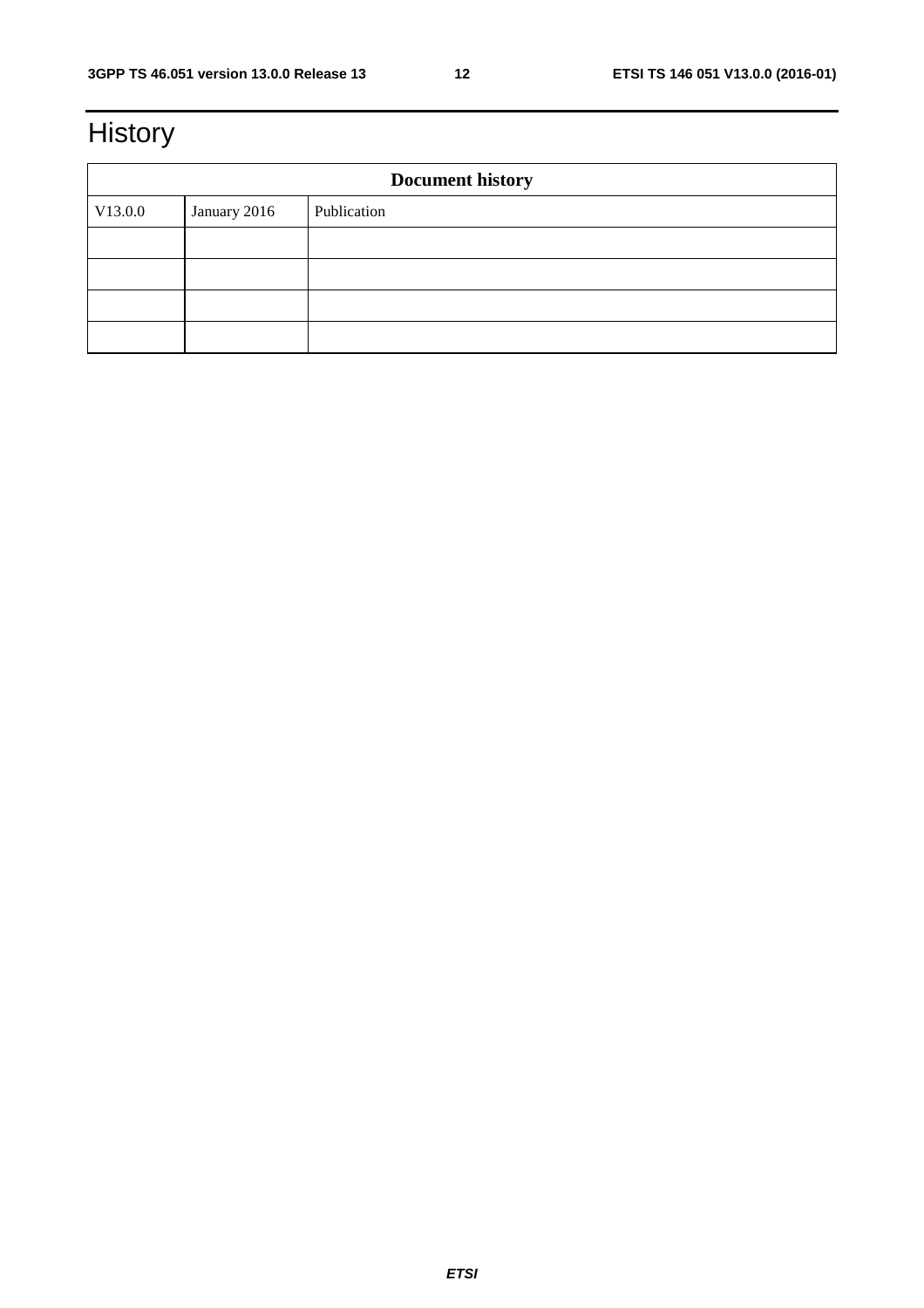# History

| Document history | | |
|---|---|---|
| V13.0.0 | January 2016 | Publication |
| | | |
| | | |
| | | |
| | | |